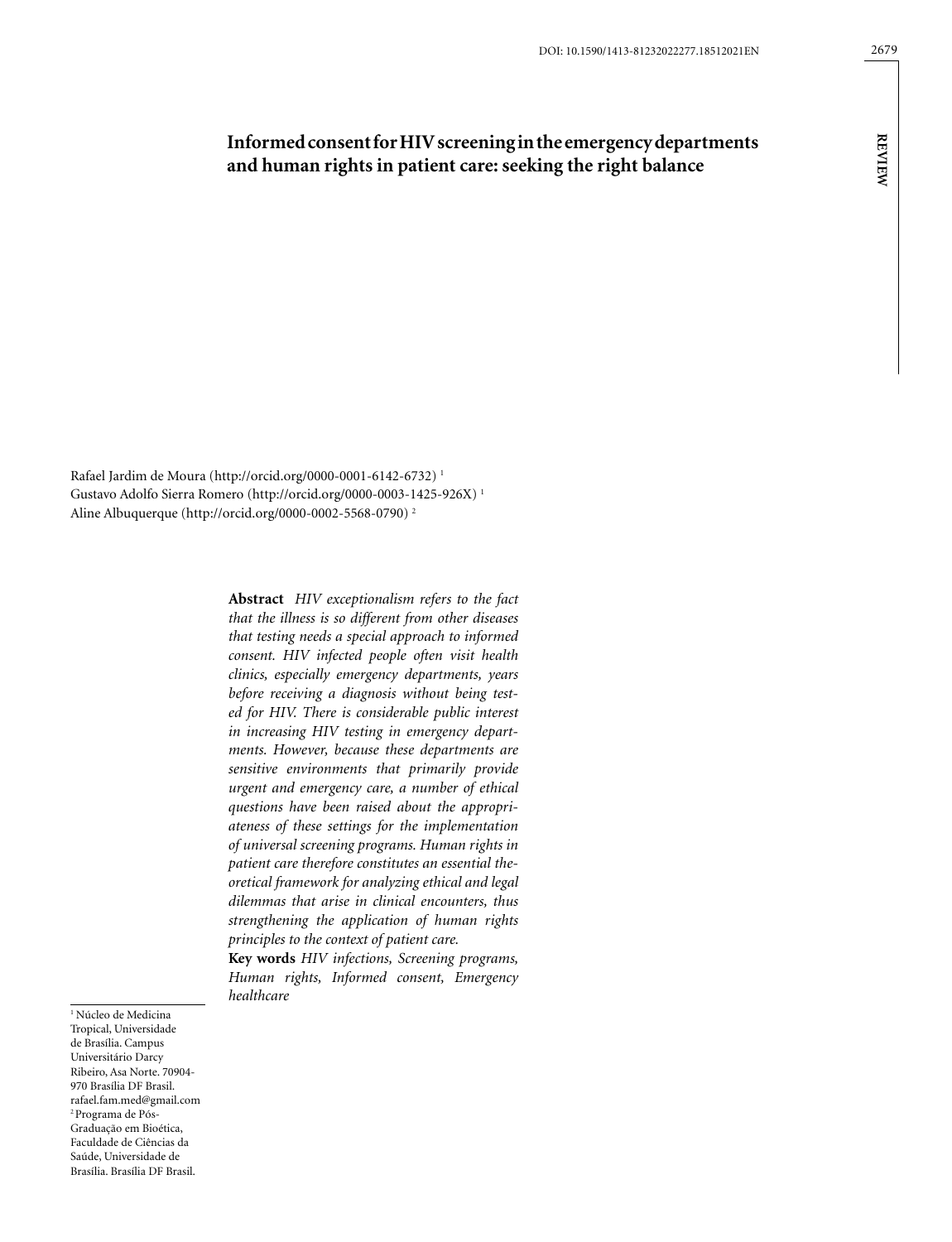DOI: 10.1590/1413-81232022277.18512021EN

REVIEW

# Informed consent for HIV screening in the emergency departments and human rights in patient care: seeking the right balance

Rafael Jardim de Moura (http://orcid.org/0000-0001-6142-6732) [1]
Gustavo Adolfo Sierra Romero (http://orcid.org/0000-0003-1425-926X) [1]
Aline Albuquerque (http://orcid.org/0000-0002-5568-0790) [2]

**Abstract** *HIV exceptionalism refers to the fact that the illness is so different from other diseases that testing needs a special approach to informed consent. HIV infected people often visit health clinics, especially emergency departments, years before receiving a diagnosis without being tested for HIV. There is considerable public interest in increasing HIV testing in emergency departments. However, because these departments are sensitive environments that primarily provide urgent and emergency care, a number of ethical questions have been raised about the appropriateness of these settings for the implementation of universal screening programs. Human rights in patient care therefore constitutes an essential theoretical framework for analyzing ethical and legal dilemmas that arise in clinical encounters, thus strengthening the application of human rights principles to the context of patient care.*

**Key words** *HIV infections, Screening programs, Human rights, Informed consent, Emergency healthcare*

[1] Núcleo de Medicina Tropical, Universidade de Brasília. Campus Universitário Darcy Ribeiro, Asa Norte. 70904-970 Brasília DF Brasil. rafael.fam.med@gmail.com
[2] Programa de Pós-Graduação em Bioética, Faculdade de Ciências da Saúde, Universidade de Brasília. Brasília DF Brasil.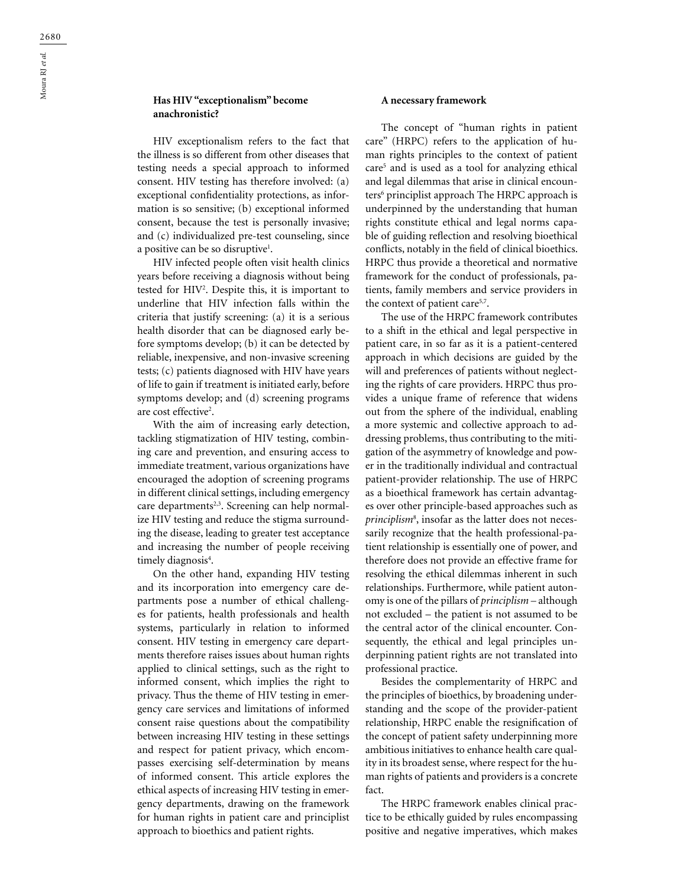## Has HIV "exceptionalism" become anachronistic?

HIV exceptionalism refers to the fact that the illness is so different from other diseases that testing needs a special approach to informed consent. HIV testing has therefore involved: (a) exceptional confidentiality protections, as information is so sensitive; (b) exceptional informed consent, because the test is personally invasive; and (c) individualized pre-test counseling, since a positive can be so disruptive[1].

HIV infected people often visit health clinics years before receiving a diagnosis without being tested for HIV[2]. Despite this, it is important to underline that HIV infection falls within the criteria that justify screening: (a) it is a serious health disorder that can be diagnosed early before symptoms develop; (b) it can be detected by reliable, inexpensive, and non-invasive screening tests; (c) patients diagnosed with HIV have years of life to gain if treatment is initiated early, before symptoms develop; and (d) screening programs are cost effective[2].

With the aim of increasing early detection, tackling stigmatization of HIV testing, combining care and prevention, and ensuring access to immediate treatment, various organizations have encouraged the adoption of screening programs in different clinical settings, including emergency care departments[2,3]. Screening can help normalize HIV testing and reduce the stigma surrounding the disease, leading to greater test acceptance and increasing the number of people receiving timely diagnosis[4].

On the other hand, expanding HIV testing and its incorporation into emergency care departments pose a number of ethical challenges for patients, health professionals and health systems, particularly in relation to informed consent. HIV testing in emergency care departments therefore raises issues about human rights applied to clinical settings, such as the right to informed consent, which implies the right to privacy. Thus the theme of HIV testing in emergency care services and limitations of informed consent raise questions about the compatibility between increasing HIV testing in these settings and respect for patient privacy, which encompasses exercising self-determination by means of informed consent. This article explores the ethical aspects of increasing HIV testing in emergency departments, drawing on the framework for human rights in patient care and principlist approach to bioethics and patient rights.

## A necessary framework

The concept of "human rights in patient care" (HRPC) refers to the application of human rights principles to the context of patient care[5] and is used as a tool for analyzing ethical and legal dilemmas that arise in clinical encounters[6] principlist approach The HRPC approach is underpinned by the understanding that human rights constitute ethical and legal norms capable of guiding reflection and resolving bioethical conflicts, notably in the field of clinical bioethics. HRPC thus provide a theoretical and normative framework for the conduct of professionals, patients, family members and service providers in the context of patient care[5,7].

The use of the HRPC framework contributes to a shift in the ethical and legal perspective in patient care, in so far as it is a patient-centered approach in which decisions are guided by the will and preferences of patients without neglecting the rights of care providers. HRPC thus provides a unique frame of reference that widens out from the sphere of the individual, enabling a more systemic and collective approach to addressing problems, thus contributing to the mitigation of the asymmetry of knowledge and power in the traditionally individual and contractual patient-provider relationship. The use of HRPC as a bioethical framework has certain advantages over other principle-based approaches such as *principlism*[8], insofar as the latter does not necessarily recognize that the health professional-patient relationship is essentially one of power, and therefore does not provide an effective frame for resolving the ethical dilemmas inherent in such relationships. Furthermore, while patient autonomy is one of the pillars of *principlism* – although not excluded – the patient is not assumed to be the central actor of the clinical encounter. Consequently, the ethical and legal principles underpinning patient rights are not translated into professional practice.

Besides the complementarity of HRPC and the principles of bioethics, by broadening understanding and the scope of the provider-patient relationship, HRPC enable the resignification of the concept of patient safety underpinning more ambitious initiatives to enhance health care quality in its broadest sense, where respect for the human rights of patients and providers is a concrete fact.

The HRPC framework enables clinical practice to be ethically guided by rules encompassing positive and negative imperatives, which makes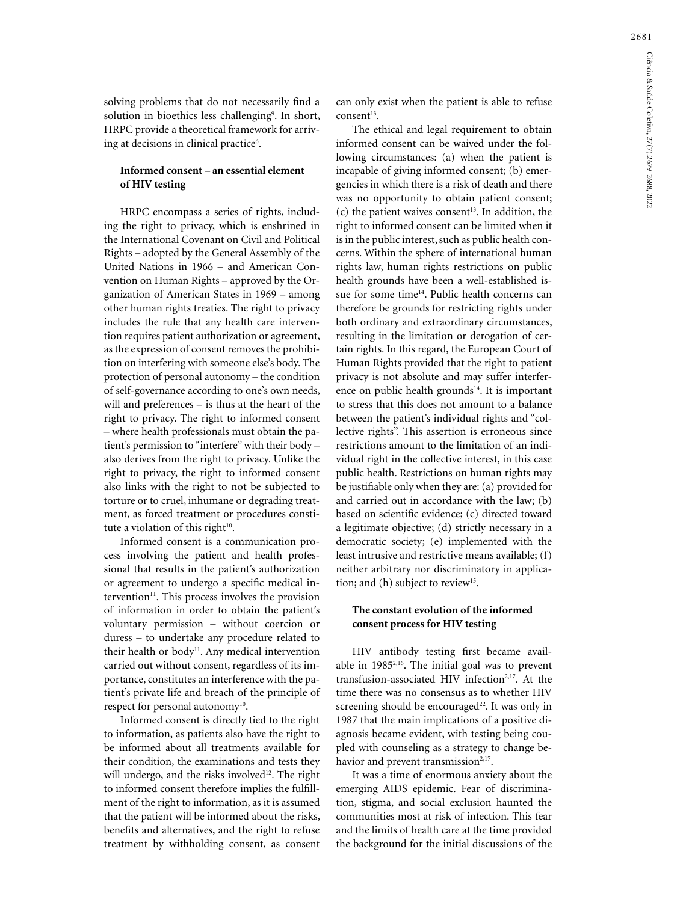solving problems that do not necessarily find a solution in bioethics less challenging[9]. In short, HRPC provide a theoretical framework for arriving at decisions in clinical practice[6].

### Informed consent – an essential element of HIV testing

HRPC encompass a series of rights, including the right to privacy, which is enshrined in the International Covenant on Civil and Political Rights – adopted by the General Assembly of the United Nations in 1966 – and American Convention on Human Rights – approved by the Organization of American States in 1969 – among other human rights treaties. The right to privacy includes the rule that any health care intervention requires patient authorization or agreement, as the expression of consent removes the prohibition on interfering with someone else's body. The protection of personal autonomy – the condition of self-governance according to one's own needs, will and preferences – is thus at the heart of the right to privacy. The right to informed consent – where health professionals must obtain the patient's permission to "interfere" with their body – also derives from the right to privacy. Unlike the right to privacy, the right to informed consent also links with the right to not be subjected to torture or to cruel, inhumane or degrading treatment, as forced treatment or procedures constitute a violation of this right[10].

Informed consent is a communication process involving the patient and health professional that results in the patient's authorization or agreement to undergo a specific medical intervention[11]. This process involves the provision of information in order to obtain the patient's voluntary permission – without coercion or duress – to undertake any procedure related to their health or body[11]. Any medical intervention carried out without consent, regardless of its importance, constitutes an interference with the patient's private life and breach of the principle of respect for personal autonomy[10].

Informed consent is directly tied to the right to information, as patients also have the right to be informed about all treatments available for their condition, the examinations and tests they will undergo, and the risks involved[12]. The right to informed consent therefore implies the fulfillment of the right to information, as it is assumed that the patient will be informed about the risks, benefits and alternatives, and the right to refuse treatment by withholding consent, as consent can only exist when the patient is able to refuse consent[13].

The ethical and legal requirement to obtain informed consent can be waived under the following circumstances: (a) when the patient is incapable of giving informed consent; (b) emergencies in which there is a risk of death and there was no opportunity to obtain patient consent; (c) the patient waives consent[13]. In addition, the right to informed consent can be limited when it is in the public interest, such as public health concerns. Within the sphere of international human rights law, human rights restrictions on public health grounds have been a well-established issue for some time[14]. Public health concerns can therefore be grounds for restricting rights under both ordinary and extraordinary circumstances, resulting in the limitation or derogation of certain rights. In this regard, the European Court of Human Rights provided that the right to patient privacy is not absolute and may suffer interference on public health grounds[14]. It is important to stress that this does not amount to a balance between the patient's individual rights and "collective rights". This assertion is erroneous since restrictions amount to the limitation of an individual right in the collective interest, in this case public health. Restrictions on human rights may be justifiable only when they are: (a) provided for and carried out in accordance with the law; (b) based on scientific evidence; (c) directed toward a legitimate objective; (d) strictly necessary in a democratic society; (e) implemented with the least intrusive and restrictive means available; (f) neither arbitrary nor discriminatory in application; and (h) subject to review[15].

### The constant evolution of the informed consent process for HIV testing

HIV antibody testing first became available in 1985[2,16]. The initial goal was to prevent transfusion-associated HIV infection[2,17]. At the time there was no consensus as to whether HIV screening should be encouraged[22]. It was only in 1987 that the main implications of a positive diagnosis became evident, with testing being coupled with counseling as a strategy to change behavior and prevent transmission[2,17].

It was a time of enormous anxiety about the emerging AIDS epidemic. Fear of discrimination, stigma, and social exclusion haunted the communities most at risk of infection. This fear and the limits of health care at the time provided the background for the initial discussions of the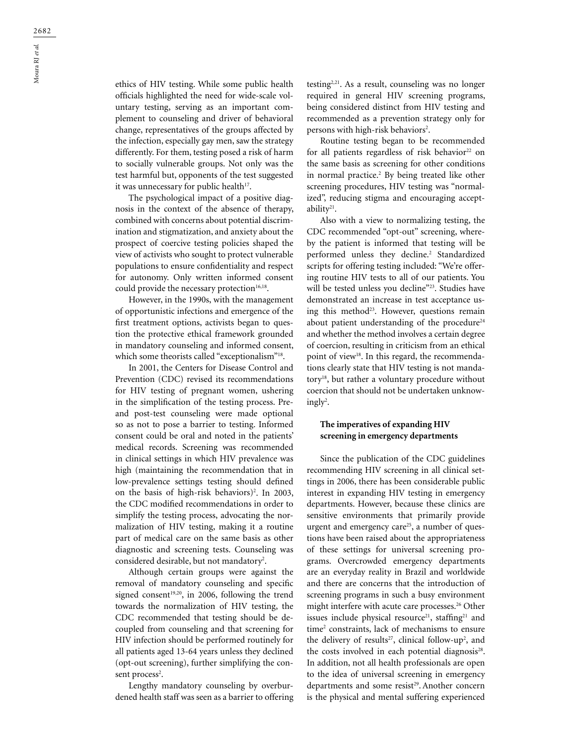ethics of HIV testing. While some public health officials highlighted the need for wide-scale voluntary testing, serving as an important complement to counseling and driver of behavioral change, representatives of the groups affected by the infection, especially gay men, saw the strategy differently. For them, testing posed a risk of harm to socially vulnerable groups. Not only was the test harmful but, opponents of the test suggested it was unnecessary for public health[17].

The psychological impact of a positive diagnosis in the context of the absence of therapy, combined with concerns about potential discrimination and stigmatization, and anxiety about the prospect of coercive testing policies shaped the view of activists who sought to protect vulnerable populations to ensure confidentiality and respect for autonomy. Only written informed consent could provide the necessary protection[16,18].

However, in the 1990s, with the management of opportunistic infections and emergence of the first treatment options, activists began to question the protective ethical framework grounded in mandatory counseling and informed consent, which some theorists called "exceptionalism"[18].

In 2001, the Centers for Disease Control and Prevention (CDC) revised its recommendations for HIV testing of pregnant women, ushering in the simplification of the testing process. Pre- and post-test counseling were made optional so as not to pose a barrier to testing. Informed consent could be oral and noted in the patients' medical records. Screening was recommended in clinical settings in which HIV prevalence was high (maintaining the recommendation that in low-prevalence settings testing should defined on the basis of high-risk behaviors)[2]. In 2003, the CDC modified recommendations in order to simplify the testing process, advocating the normalization of HIV testing, making it a routine part of medical care on the same basis as other diagnostic and screening tests. Counseling was considered desirable, but not mandatory[2].

Although certain groups were against the removal of mandatory counseling and specific signed consent[19,20], in 2006, following the trend towards the normalization of HIV testing, the CDC recommended that testing should be decoupled from counseling and that screening for HIV infection should be performed routinely for all patients aged 13-64 years unless they declined (opt-out screening), further simplifying the consent process[2].

Lengthy mandatory counseling by overburdened health staff was seen as a barrier to offering testing[2,21]. As a result, counseling was no longer required in general HIV screening programs, being considered distinct from HIV testing and recommended as a prevention strategy only for persons with high-risk behaviors[2].

Routine testing began to be recommended for all patients regardless of risk behavior[22] on the same basis as screening for other conditions in normal practice.[2] By being treated like other screening procedures, HIV testing was "normalized", reducing stigma and encouraging acceptability[21].

Also with a view to normalizing testing, the CDC recommended "opt-out" screening, whereby the patient is informed that testing will be performed unless they decline.[2] Standardized scripts for offering testing included: "We're offering routine HIV tests to all of our patients. You will be tested unless you decline"[23]. Studies have demonstrated an increase in test acceptance using this method[23]. However, questions remain about patient understanding of the procedure[24] and whether the method involves a certain degree of coercion, resulting in criticism from an ethical point of view[18]. In this regard, the recommendations clearly state that HIV testing is not mandatory[18], but rather a voluntary procedure without coercion that should not be undertaken unknowingly[2].

### The imperatives of expanding HIV screening in emergency departments

Since the publication of the CDC guidelines recommending HIV screening in all clinical settings in 2006, there has been considerable public interest in expanding HIV testing in emergency departments. However, because these clinics are sensitive environments that primarily provide urgent and emergency care[25], a number of questions have been raised about the appropriateness of these settings for universal screening programs. Overcrowded emergency departments are an everyday reality in Brazil and worldwide and there are concerns that the introduction of screening programs in such a busy environment might interfere with acute care processes.[26] Other issues include physical resource[21], staffing[21] and time[2] constraints, lack of mechanisms to ensure the delivery of results[27], clinical follow-up[2], and the costs involved in each potential diagnosis[28]. In addition, not all health professionals are open to the idea of universal screening in emergency departments and some resist[29]. Another concern is the physical and mental suffering experienced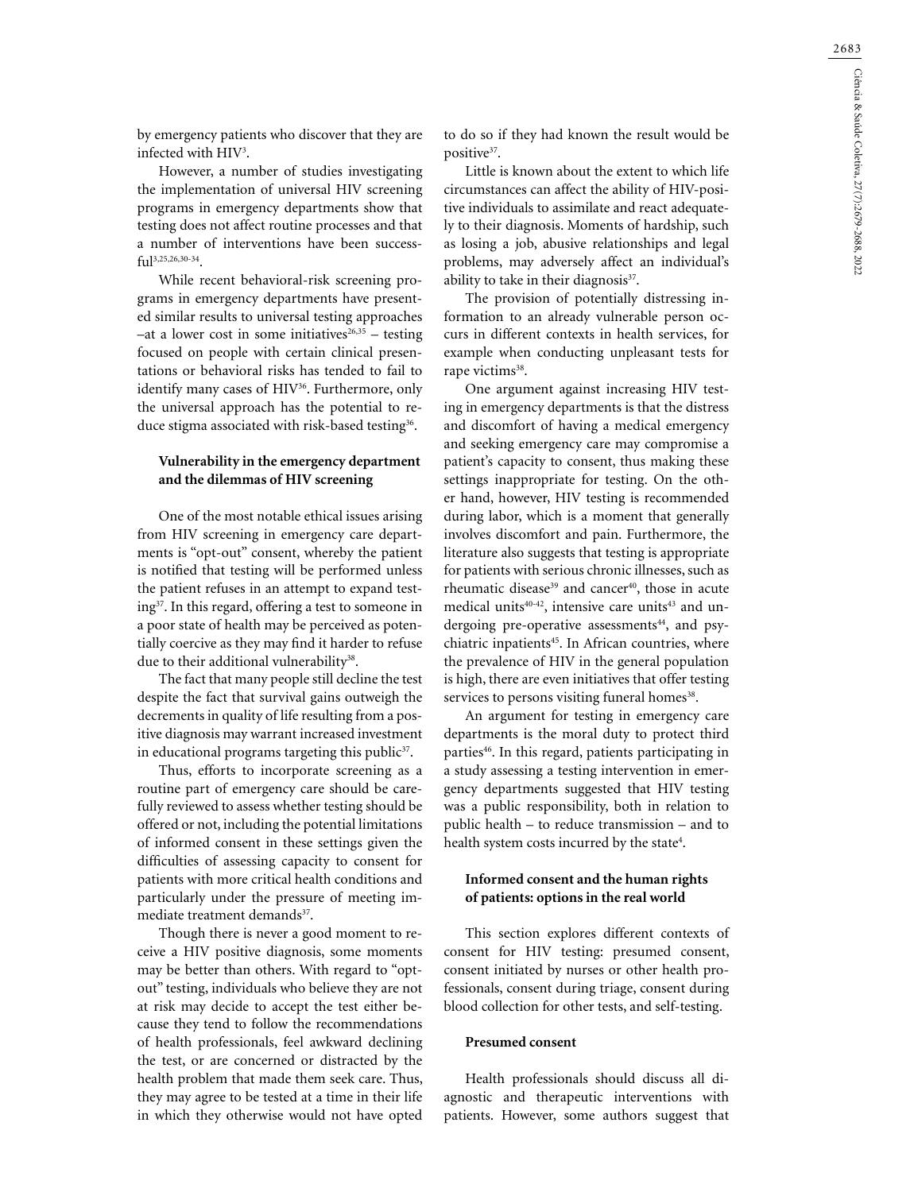by emergency patients who discover that they are infected with HIV[3].

However, a number of studies investigating the implementation of universal HIV screening programs in emergency departments show that testing does not affect routine processes and that a number of interventions have been successful[3,25,26,30-34].

While recent behavioral-risk screening programs in emergency departments have presented similar results to universal testing approaches –at a lower cost in some initiatives[26,35] – testing focused on people with certain clinical presentations or behavioral risks has tended to fail to identify many cases of HIV[36]. Furthermore, only the universal approach has the potential to reduce stigma associated with risk-based testing[36].

### Vulnerability in the emergency department and the dilemmas of HIV screening

One of the most notable ethical issues arising from HIV screening in emergency care departments is "opt-out" consent, whereby the patient is notified that testing will be performed unless the patient refuses in an attempt to expand testing[37]. In this regard, offering a test to someone in a poor state of health may be perceived as potentially coercive as they may find it harder to refuse due to their additional vulnerability[38].

The fact that many people still decline the test despite the fact that survival gains outweigh the decrements in quality of life resulting from a positive diagnosis may warrant increased investment in educational programs targeting this public[37].

Thus, efforts to incorporate screening as a routine part of emergency care should be carefully reviewed to assess whether testing should be offered or not, including the potential limitations of informed consent in these settings given the difficulties of assessing capacity to consent for patients with more critical health conditions and particularly under the pressure of meeting immediate treatment demands[37].

Though there is never a good moment to receive a HIV positive diagnosis, some moments may be better than others. With regard to "opt-out" testing, individuals who believe they are not at risk may decide to accept the test either because they tend to follow the recommendations of health professionals, feel awkward declining the test, or are concerned or distracted by the health problem that made them seek care. Thus, they may agree to be tested at a time in their life in which they otherwise would not have opted to do so if they had known the result would be positive[37].

Little is known about the extent to which life circumstances can affect the ability of HIV-positive individuals to assimilate and react adequately to their diagnosis. Moments of hardship, such as losing a job, abusive relationships and legal problems, may adversely affect an individual's ability to take in their diagnosis[37].

The provision of potentially distressing information to an already vulnerable person occurs in different contexts in health services, for example when conducting unpleasant tests for rape victims[38].

One argument against increasing HIV testing in emergency departments is that the distress and discomfort of having a medical emergency and seeking emergency care may compromise a patient's capacity to consent, thus making these settings inappropriate for testing. On the other hand, however, HIV testing is recommended during labor, which is a moment that generally involves discomfort and pain. Furthermore, the literature also suggests that testing is appropriate for patients with serious chronic illnesses, such as rheumatic disease[39] and cancer[40], those in acute medical units[40-42], intensive care units[43] and undergoing pre-operative assessments[44], and psychiatric inpatients[45]. In African countries, where the prevalence of HIV in the general population is high, there are even initiatives that offer testing services to persons visiting funeral homes[38].

An argument for testing in emergency care departments is the moral duty to protect third parties[46]. In this regard, patients participating in a study assessing a testing intervention in emergency departments suggested that HIV testing was a public responsibility, both in relation to public health – to reduce transmission – and to health system costs incurred by the state[4].

### Informed consent and the human rights of patients: options in the real world

This section explores different contexts of consent for HIV testing: presumed consent, consent initiated by nurses or other health professionals, consent during triage, consent during blood collection for other tests, and self-testing.

#### Presumed consent

Health professionals should discuss all diagnostic and therapeutic interventions with patients. However, some authors suggest that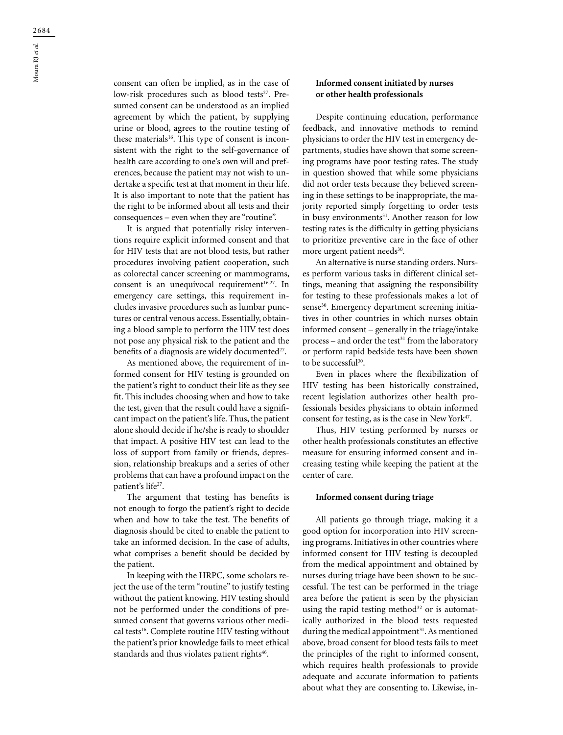consent can often be implied, as in the case of low-risk procedures such as blood tests[27]. Presumed consent can be understood as an implied agreement by which the patient, by supplying urine or blood, agrees to the routine testing of these materials[16]. This type of consent is inconsistent with the right to the self-governance of health care according to one's own will and preferences, because the patient may not wish to undertake a specific test at that moment in their life. It is also important to note that the patient has the right to be informed about all tests and their consequences – even when they are "routine".

It is argued that potentially risky interventions require explicit informed consent and that for HIV tests that are not blood tests, but rather procedures involving patient cooperation, such as colorectal cancer screening or mammograms, consent is an unequivocal requirement[16,27]. In emergency care settings, this requirement includes invasive procedures such as lumbar punctures or central venous access. Essentially, obtaining a blood sample to perform the HIV test does not pose any physical risk to the patient and the benefits of a diagnosis are widely documented[27].

As mentioned above, the requirement of informed consent for HIV testing is grounded on the patient's right to conduct their life as they see fit. This includes choosing when and how to take the test, given that the result could have a significant impact on the patient's life. Thus, the patient alone should decide if he/she is ready to shoulder that impact. A positive HIV test can lead to the loss of support from family or friends, depression, relationship breakups and a series of other problems that can have a profound impact on the patient's life[27].

The argument that testing has benefits is not enough to forgo the patient's right to decide when and how to take the test. The benefits of diagnosis should be cited to enable the patient to take an informed decision. In the case of adults, what comprises a benefit should be decided by the patient.

In keeping with the HRPC, some scholars reject the use of the term "routine" to justify testing without the patient knowing. HIV testing should not be performed under the conditions of presumed consent that governs various other medical tests[16]. Complete routine HIV testing without the patient's prior knowledge fails to meet ethical standards and thus violates patient rights[46].

### Informed consent initiated by nurses or other health professionals

Despite continuing education, performance feedback, and innovative methods to remind physicians to order the HIV test in emergency departments, studies have shown that some screening programs have poor testing rates. The study in question showed that while some physicians did not order tests because they believed screening in these settings to be inappropriate, the majority reported simply forgetting to order tests in busy environments[31]. Another reason for low testing rates is the difficulty in getting physicians to prioritize preventive care in the face of other more urgent patient needs[30].

An alternative is nurse standing orders. Nurses perform various tasks in different clinical settings, meaning that assigning the responsibility for testing to these professionals makes a lot of sense[30]. Emergency department screening initiatives in other countries in which nurses obtain informed consent – generally in the triage/intake process – and order the test[31] from the laboratory or perform rapid bedside tests have been shown to be successful[30].

Even in places where the flexibilization of HIV testing has been historically constrained, recent legislation authorizes other health professionals besides physicians to obtain informed consent for testing, as is the case in New York[47].

Thus, HIV testing performed by nurses or other health professionals constitutes an effective measure for ensuring informed consent and increasing testing while keeping the patient at the center of care.

### Informed consent during triage

All patients go through triage, making it a good option for incorporation into HIV screening programs. Initiatives in other countries where informed consent for HIV testing is decoupled from the medical appointment and obtained by nurses during triage have been shown to be successful. The test can be performed in the triage area before the patient is seen by the physician using the rapid testing method[32] or is automatically authorized in the blood tests requested during the medical appointment[31]. As mentioned above, broad consent for blood tests fails to meet the principles of the right to informed consent, which requires health professionals to provide adequate and accurate information to patients about what they are consenting to. Likewise, in-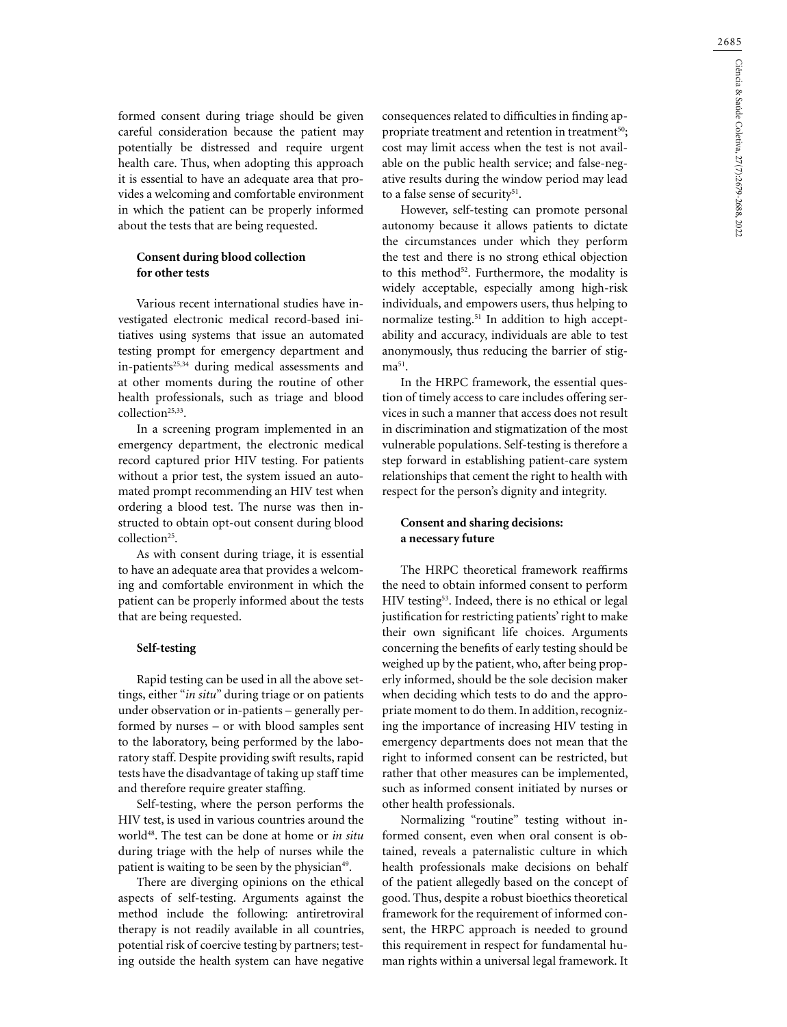formed consent during triage should be given careful consideration because the patient may potentially be distressed and require urgent health care. Thus, when adopting this approach it is essential to have an adequate area that provides a welcoming and comfortable environment in which the patient can be properly informed about the tests that are being requested.

### Consent during blood collection for other tests

Various recent international studies have investigated electronic medical record-based initiatives using systems that issue an automated testing prompt for emergency department and in-patients[25,34] during medical assessments and at other moments during the routine of other health professionals, such as triage and blood collection[25,33].

In a screening program implemented in an emergency department, the electronic medical record captured prior HIV testing. For patients without a prior test, the system issued an automated prompt recommending an HIV test when ordering a blood test. The nurse was then instructed to obtain opt-out consent during blood collection[25].

As with consent during triage, it is essential to have an adequate area that provides a welcoming and comfortable environment in which the patient can be properly informed about the tests that are being requested.

### Self-testing

Rapid testing can be used in all the above settings, either "*in situ*" during triage or on patients under observation or in-patients – generally performed by nurses – or with blood samples sent to the laboratory, being performed by the laboratory staff. Despite providing swift results, rapid tests have the disadvantage of taking up staff time and therefore require greater staffing.

Self-testing, where the person performs the HIV test, is used in various countries around the world[48]. The test can be done at home or *in situ* during triage with the help of nurses while the patient is waiting to be seen by the physician[49].

There are diverging opinions on the ethical aspects of self-testing. Arguments against the method include the following: antiretroviral therapy is not readily available in all countries, potential risk of coercive testing by partners; testing outside the health system can have negative consequences related to difficulties in finding appropriate treatment and retention in treatment[50]; cost may limit access when the test is not available on the public health service; and false-negative results during the window period may lead to a false sense of security[51].

However, self-testing can promote personal autonomy because it allows patients to dictate the circumstances under which they perform the test and there is no strong ethical objection to this method[52]. Furthermore, the modality is widely acceptable, especially among high-risk individuals, and empowers users, thus helping to normalize testing.[51] In addition to high acceptability and accuracy, individuals are able to test anonymously, thus reducing the barrier of stigma[51].

In the HRPC framework, the essential question of timely access to care includes offering services in such a manner that access does not result in discrimination and stigmatization of the most vulnerable populations. Self-testing is therefore a step forward in establishing patient-care system relationships that cement the right to health with respect for the person's dignity and integrity.

### Consent and sharing decisions: a necessary future

The HRPC theoretical framework reaffirms the need to obtain informed consent to perform HIV testing[53]. Indeed, there is no ethical or legal justification for restricting patients' right to make their own significant life choices. Arguments concerning the benefits of early testing should be weighed up by the patient, who, after being properly informed, should be the sole decision maker when deciding which tests to do and the appropriate moment to do them. In addition, recognizing the importance of increasing HIV testing in emergency departments does not mean that the right to informed consent can be restricted, but rather that other measures can be implemented, such as informed consent initiated by nurses or other health professionals.

Normalizing "routine" testing without informed consent, even when oral consent is obtained, reveals a paternalistic culture in which health professionals make decisions on behalf of the patient allegedly based on the concept of good. Thus, despite a robust bioethics theoretical framework for the requirement of informed consent, the HRPC approach is needed to ground this requirement in respect for fundamental human rights within a universal legal framework. It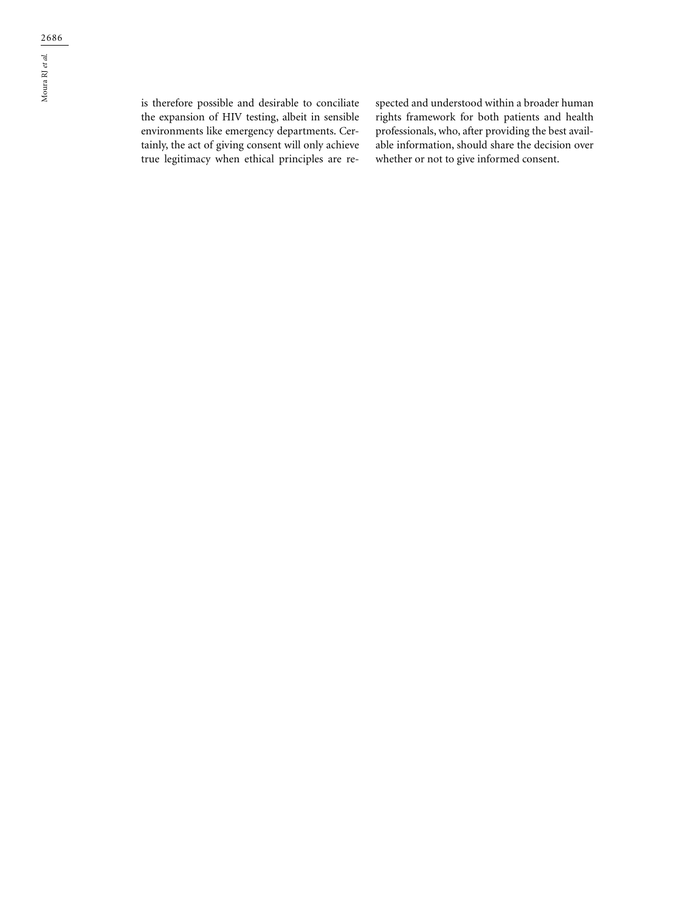is therefore possible and desirable to conciliate the expansion of HIV testing, albeit in sensible environments like emergency departments. Certainly, the act of giving consent will only achieve true legitimacy when ethical principles are respected and understood within a broader human rights framework for both patients and health professionals, who, after providing the best available information, should share the decision over whether or not to give informed consent.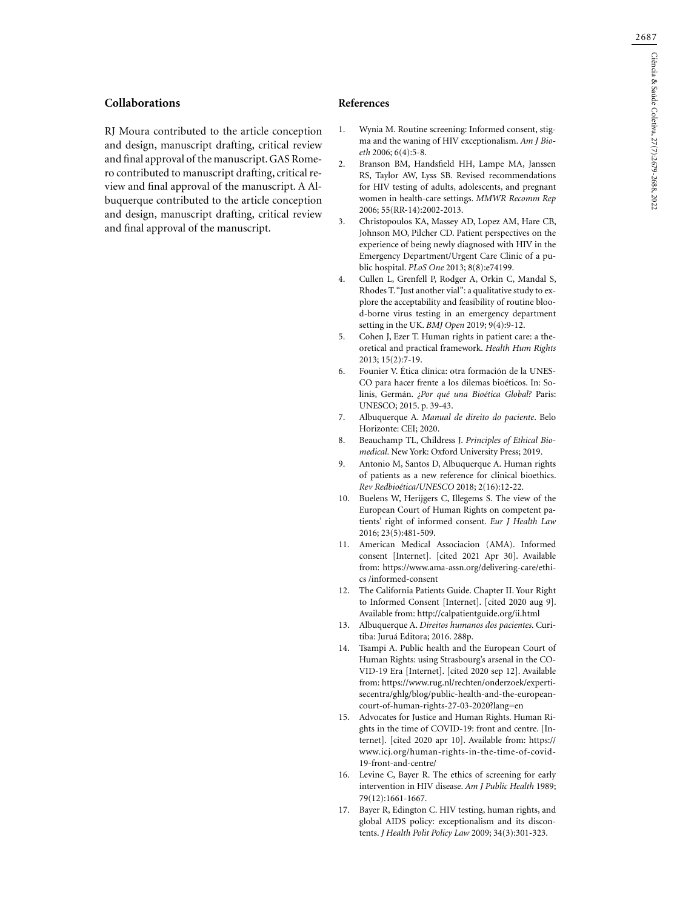## Collaborations

RJ Moura contributed to the article conception and design, manuscript drafting, critical review and final approval of the manuscript. GAS Romero contributed to manuscript drafting, critical review and final approval of the manuscript. A Albuquerque contributed to the article conception and design, manuscript drafting, critical review and final approval of the manuscript.

## References

1. Wynia M. Routine screening: Informed consent, stigma and the waning of HIV exceptionalism. *Am J Bioeth* 2006; 6(4):5-8.
2. Branson BM, Handsfield HH, Lampe MA, Janssen RS, Taylor AW, Lyss SB. Revised recommendations for HIV testing of adults, adolescents, and pregnant women in health-care settings. *MMWR Recomm Rep* 2006; 55(RR-14):2002-2013.
3. Christopoulos KA, Massey AD, Lopez AM, Hare CB, Johnson MO, Pilcher CD. Patient perspectives on the experience of being newly diagnosed with HIV in the Emergency Department/Urgent Care Clinic of a public hospital. *PLoS One* 2013; 8(8):e74199.
4. Cullen L, Grenfell P, Rodger A, Orkin C, Mandal S, Rhodes T. "Just another vial": a qualitative study to explore the acceptability and feasibility of routine blood-borne virus testing in an emergency department setting in the UK. *BMJ Open* 2019; 9(4):9-12.
5. Cohen J, Ezer T. Human rights in patient care: a theoretical and practical framework. *Health Hum Rights* 2013; 15(2):7-19.
6. Founier V. Ética clínica: otra formación de la UNESCO para hacer frente a los dilemas bioéticos. In: Solinis, Germán. *¿Por qué una Bioética Global?* Paris: UNESCO; 2015. p. 39-43.
7. Albuquerque A. *Manual de direito do paciente*. Belo Horizonte: CEI; 2020.
8. Beauchamp TL, Childress J. *Principles of Ethical Biomedical*. New York: Oxford University Press; 2019.
9. Antonio M, Santos D, Albuquerque A. Human rights of patients as a new reference for clinical bioethics. *Rev Redbioética/UNESCO* 2018; 2(16):12-22.
10. Buelens W, Herijgers C, Illegems S. The view of the European Court of Human Rights on competent patients' right of informed consent. *Eur J Health Law* 2016; 23(5):481-509.
11. American Medical Associacion (AMA). Informed consent [Internet]. [cited 2021 Apr 30]. Available from: https://www.ama-assn.org/delivering-care/ethics /informed-consent
12. The California Patients Guide. Chapter II. Your Right to Informed Consent [Internet]. [cited 2020 aug 9]. Available from: http://calpatientguide.org/ii.html
13. Albuquerque A. *Direitos humanos dos pacientes*. Curitiba: Juruá Editora; 2016. 288p.
14. Tsampi A. Public health and the European Court of Human Rights: using Strasbourg's arsenal in the COVID-19 Era [Internet]. [cited 2020 sep 12]. Available from: https://www.rug.nl/rechten/onderzoek/expertisecentra/ghlg/blog/public-health-and-the-european-court-of-human-rights-27-03-2020?lang=en
15. Advocates for Justice and Human Rights. Human Rights in the time of COVID-19: front and centre. [Internet]. [cited 2020 apr 10]. Available from: https://www.icj.org/human-rights-in-the-time-of-covid-19-front-and-centre/
16. Levine C, Bayer R. The ethics of screening for early intervention in HIV disease. *Am J Public Health* 1989; 79(12):1661-1667.
17. Bayer R, Edington C. HIV testing, human rights, and global AIDS policy: exceptionalism and its discontents. *J Health Polit Policy Law* 2009; 34(3):301-323.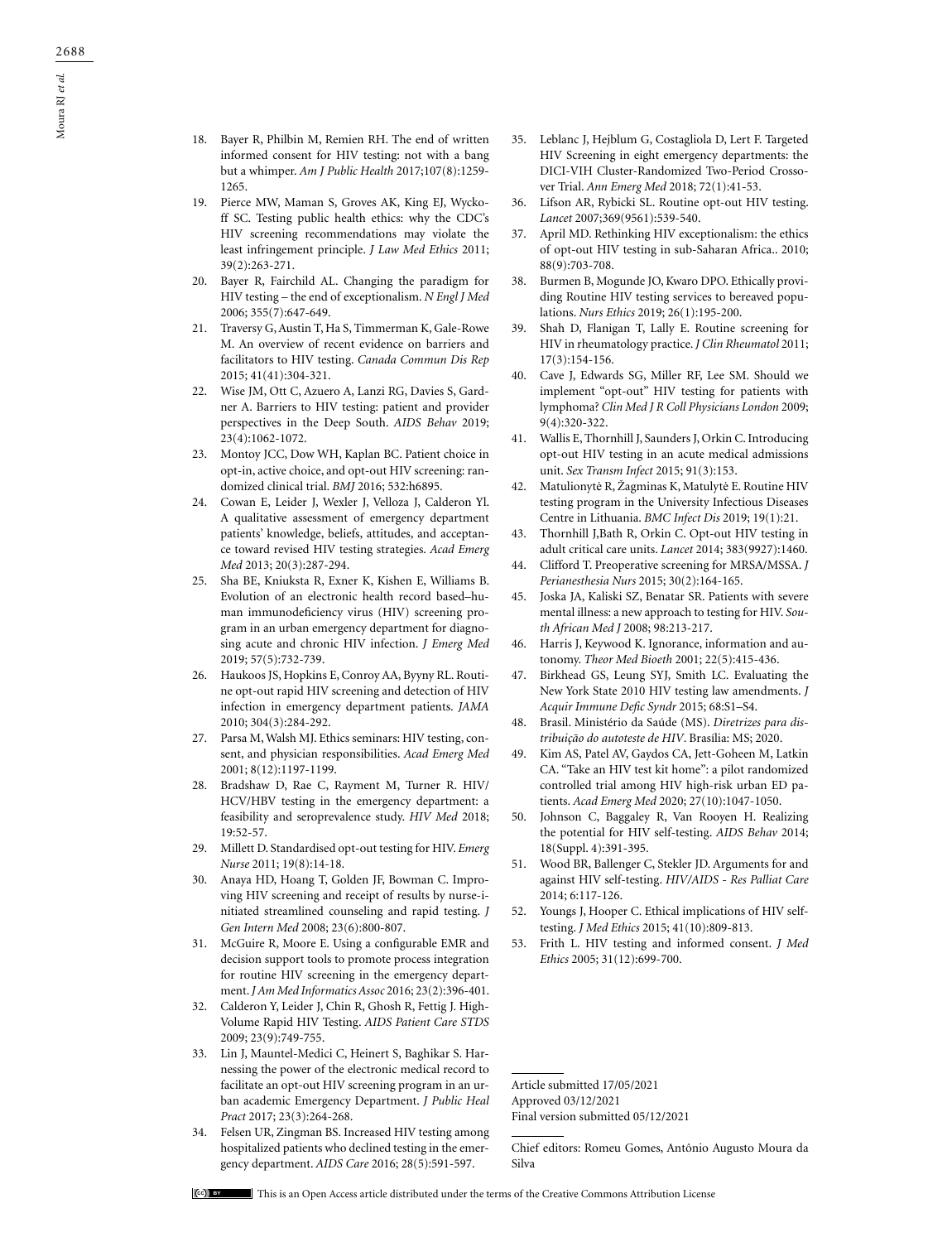18. Bayer R, Philbin M, Remien RH. The end of written informed consent for HIV testing: not with a bang but a whimper. *Am J Public Health* 2017;107(8):1259-1265.
19. Pierce MW, Maman S, Groves AK, King EJ, Wyckoff SC. Testing public health ethics: why the CDC's HIV screening recommendations may violate the least infringement principle. *J Law Med Ethics* 2011; 39(2):263-271.
20. Bayer R, Fairchild AL. Changing the paradigm for HIV testing – the end of exceptionalism. *N Engl J Med* 2006; 355(7):647-649.
21. Traversy G, Austin T, Ha S, Timmerman K, Gale-Rowe M. An overview of recent evidence on barriers and facilitators to HIV testing. *Canada Commun Dis Rep* 2015; 41(41):304-321.
22. Wise JM, Ott C, Azuero A, Lanzi RG, Davies S, Gardner A. Barriers to HIV testing: patient and provider perspectives in the Deep South. *AIDS Behav* 2019; 23(4):1062-1072.
23. Montoy JCC, Dow WH, Kaplan BC. Patient choice in opt-in, active choice, and opt-out HIV screening: randomized clinical trial. *BMJ* 2016; 532:h6895.
24. Cowan E, Leider J, Wexler J, Velloza J, Calderon Yl. A qualitative assessment of emergency department patients' knowledge, beliefs, attitudes, and acceptance toward revised HIV testing strategies. *Acad Emerg Med* 2013; 20(3):287-294.
25. Sha BE, Kniuksta R, Exner K, Kishen E, Williams B. Evolution of an electronic health record based–human immunodeficiency virus (HIV) screening program in an urban emergency department for diagnosing acute and chronic HIV infection. *J Emerg Med* 2019; 57(5):732-739.
26. Haukoos JS, Hopkins E, Conroy AA, Byyny RL. Routine opt-out rapid HIV screening and detection of HIV infection in emergency department patients. *JAMA* 2010; 304(3):284-292.
27. Parsa M, Walsh MJ. Ethics seminars: HIV testing, consent, and physician responsibilities. *Acad Emerg Med* 2001; 8(12):1197-1199.
28. Bradshaw D, Rae C, Rayment M, Turner R. HIV/HCV/HBV testing in the emergency department: a feasibility and seroprevalence study. *HIV Med* 2018; 19:52-57.
29. Millett D. Standardised opt-out testing for HIV. *Emerg Nurse* 2011; 19(8):14-18.
30. Anaya HD, Hoang T, Golden JF, Bowman C. Improving HIV screening and receipt of results by nurse-initiated streamlined counseling and rapid testing. *J Gen Intern Med* 2008; 23(6):800-807.
31. McGuire R, Moore E. Using a configurable EMR and decision support tools to promote process integration for routine HIV screening in the emergency department. *J Am Med Informatics Assoc* 2016; 23(2):396-401.
32. Calderon Y, Leider J, Chin R, Ghosh R, Fettig J. High-Volume Rapid HIV Testing. *AIDS Patient Care STDS* 2009; 23(9):749-755.
33. Lin J, Mauntel-Medici C, Heinert S, Baghikar S. Harnessing the power of the electronic medical record to facilitate an opt-out HIV screening program in an urban academic Emergency Department. *J Public Heal Pract* 2017; 23(3):264-268.
34. Felsen UR, Zingman BS. Increased HIV testing among hospitalized patients who declined testing in the emergency department. *AIDS Care* 2016; 28(5):591-597.
35. Leblanc J, Hejblum G, Costagliola D, Lert F. Targeted HIV Screening in eight emergency departments: the DICI-VIH Cluster-Randomized Two-Period Crossover Trial. *Ann Emerg Med* 2018; 72(1):41-53.
36. Lifson AR, Rybicki SL. Routine opt-out HIV testing. *Lancet* 2007;369(9561):539-540.
37. April MD. Rethinking HIV exceptionalism: the ethics of opt-out HIV testing in sub-Saharan Africa.. 2010; 88(9):703-708.
38. Burmen B, Mogunde JO, Kwaro DPO. Ethically providing Routine HIV testing services to bereaved populations. *Nurs Ethics* 2019; 26(1):195-200.
39. Shah D, Flanigan T, Lally E. Routine screening for HIV in rheumatology practice. *J Clin Rheumatol* 2011; 17(3):154-156.
40. Cave J, Edwards SG, Miller RF, Lee SM. Should we implement "opt-out" HIV testing for patients with lymphoma? *Clin Med J R Coll Physicians London* 2009; 9(4):320-322.
41. Wallis E, Thornhill J, Saunders J, Orkin C. Introducing opt-out HIV testing in an acute medical admissions unit. *Sex Transm Infect* 2015; 91(3):153.
42. Matulionytė R, Žagminas K, Matulytė E. Routine HIV testing program in the University Infectious Diseases Centre in Lithuania. *BMC Infect Dis* 2019; 19(1):21.
43. Thornhill J,Bath R, Orkin C. Opt-out HIV testing in adult critical care units. *Lancet* 2014; 383(9927):1460.
44. Clifford T. Preoperative screening for MRSA/MSSA. *J Perianesthesia Nurs* 2015; 30(2):164-165.
45. Joska JA, Kaliski SZ, Benatar SR. Patients with severe mental illness: a new approach to testing for HIV. *South African Med J* 2008; 98:213-217.
46. Harris J, Keywood K. Ignorance, information and autonomy. *Theor Med Bioeth* 2001; 22(5):415-436.
47. Birkhead GS, Leung SYJ, Smith LC. Evaluating the New York State 2010 HIV testing law amendments. *J Acquir Immune Defic Syndr* 2015; 68:S1–S4.
48. Brasil. Ministério da Saúde (MS). *Diretrizes para distribuição do autoteste de HIV*. Brasília: MS; 2020.
49. Kim AS, Patel AV, Gaydos CA, Jett-Goheen M, Latkin CA. "Take an HIV test kit home": a pilot randomized controlled trial among HIV high-risk urban ED patients. *Acad Emerg Med* 2020; 27(10):1047-1050.
50. Johnson C, Baggaley R, Van Rooyen H. Realizing the potential for HIV self-testing. *AIDS Behav* 2014; 18(Suppl. 4):391-395.
51. Wood BR, Ballenger C, Stekler JD. Arguments for and against HIV self-testing. *HIV/AIDS - Res Palliat Care* 2014; 6:117-126.
52. Youngs J, Hooper C. Ethical implications of HIV self-testing. *J Med Ethics* 2015; 41(10):809-813.
53. Frith L. HIV testing and informed consent. *J Med Ethics* 2005; 31(12):699-700.

Article submitted 17/05/2021
Approved 03/12/2021
Final version submitted 05/12/2021

Chief editors: Romeu Gomes, Antônio Augusto Moura da Silva

This is an Open Access article distributed under the terms of the Creative Commons Attribution License